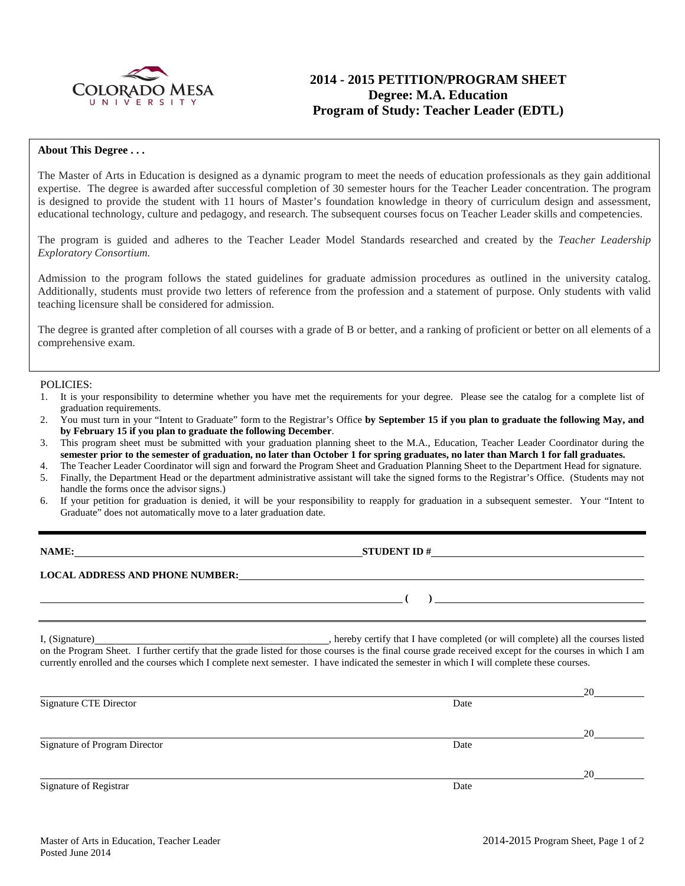COLORADO MESA UNIVERSITY

# 2014 - 2015 PETITION/PROGRAM SHEET
## Degree: M.A. Education
## Program of Study: Teacher Leader (EDTL)

**About This Degree . . .**

The Master of Arts in Education is designed as a dynamic program to meet the needs of education professionals as they gain additional expertise. The degree is awarded after successful completion of 30 semester hours for the Teacher Leader concentration. The program is designed to provide the student with 11 hours of Master's foundation knowledge in theory of curriculum design and assessment, educational technology, culture and pedagogy, and research. The subsequent courses focus on Teacher Leader skills and competencies.

The program is guided and adheres to the Teacher Leader Model Standards researched and created by the *Teacher Leadership Exploratory Consortium.*

Admission to the program follows the stated guidelines for graduate admission procedures as outlined in the university catalog. Additionally, students must provide two letters of reference from the profession and a statement of purpose. Only students with valid teaching licensure shall be considered for admission.

The degree is granted after completion of all courses with a grade of B or better, and a ranking of proficient or better on all elements of a comprehensive exam.

POLICIES:

1. It is your responsibility to determine whether you have met the requirements for your degree. Please see the catalog for a complete list of graduation requirements.
2. You must turn in your "Intent to Graduate" form to the Registrar's Office **by September 15 if you plan to graduate the following May, and by February 15 if you plan to graduate the following December**.
3. This program sheet must be submitted with your graduation planning sheet to the M.A., Education, Teacher Leader Coordinator during the **semester prior to the semester of graduation, no later than October 1 for spring graduates, no later than March 1 for fall graduates.**
4. The Teacher Leader Coordinator will sign and forward the Program Sheet and Graduation Planning Sheet to the Department Head for signature.
5. Finally, the Department Head or the department administrative assistant will take the signed forms to the Registrar's Office. (Students may not handle the forms once the advisor signs.)
6. If your petition for graduation is denied, it will be your responsibility to reapply for graduation in a subsequent semester. Your "Intent to Graduate" does not automatically move to a later graduation date.

---

**NAME:** ______________________ **STUDENT ID #** ______________________

**LOCAL ADDRESS AND PHONE NUMBER:** ______________________

______________________ **(  )** ______________________

---

I, (Signature) ______________________, hereby certify that I have completed (or will complete) all the courses listed on the Program Sheet. I further certify that the grade listed for those courses is the final course grade received except for the courses in which I am currently enrolled and the courses which I complete next semester. I have indicated the semester in which I will complete these courses.

______________________ 20______
Signature CTE Director    Date

______________________ 20______
Signature of Program Director    Date

______________________ 20______
Signature of Registrar    Date

Master of Arts in Education, Teacher Leader
Posted June 2014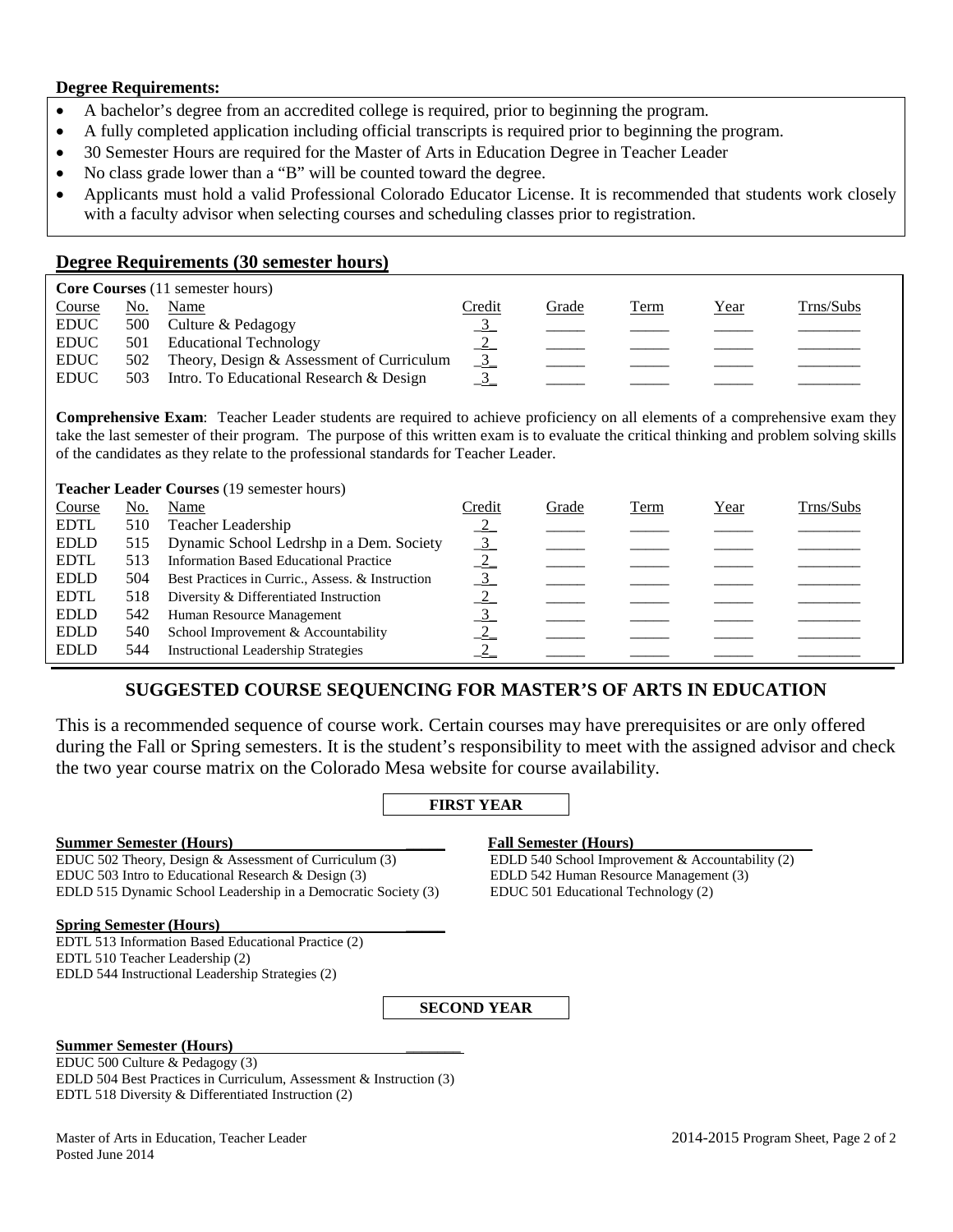**Degree Requirements:**

- A bachelor's degree from an accredited college is required, prior to beginning the program.
- A fully completed application including official transcripts is required prior to beginning the program.
- 30 Semester Hours are required for the Master of Arts in Education Degree in Teacher Leader
- No class grade lower than a "B" will be counted toward the degree.
- Applicants must hold a valid Professional Colorado Educator License. It is recommended that students work closely with a faculty advisor when selecting courses and scheduling classes prior to registration.

## Degree Requirements (30 semester hours)

**Core Courses** (11 semester hours)

| Course | No. | Name | Credit | Grade | Term | Year | Trns/Subs |
|---|---|---|---|---|---|---|---|
| EDUC | 500 | Culture & Pedagogy | 3 | | | | |
| EDUC | 501 | Educational Technology | 2 | | | | |
| EDUC | 502 | Theory, Design & Assessment of Curriculum | 3 | | | | |
| EDUC | 503 | Intro. To Educational Research & Design | 3 | | | | |

**Comprehensive Exam**: Teacher Leader students are required to achieve proficiency on all elements of a comprehensive exam they take the last semester of their program. The purpose of this written exam is to evaluate the critical thinking and problem solving skills of the candidates as they relate to the professional standards for Teacher Leader.

**Teacher Leader Courses** (19 semester hours)

| Course | No. | Name | Credit | Grade | Term | Year | Trns/Subs |
|---|---|---|---|---|---|---|---|
| EDTL | 510 | Teacher Leadership | 2 | | | | |
| EDLD | 515 | Dynamic School Ledrshp in a Dem. Society | 3 | | | | |
| EDTL | 513 | Information Based Educational Practice | 2 | | | | |
| EDLD | 504 | Best Practices in Curric., Assess. & Instruction | 3 | | | | |
| EDTL | 518 | Diversity & Differentiated Instruction | 2 | | | | |
| EDLD | 542 | Human Resource Management | 3 | | | | |
| EDLD | 540 | School Improvement & Accountability | 2 | | | | |
| EDLD | 544 | Instructional Leadership Strategies | 2 | | | | |

## SUGGESTED COURSE SEQUENCING FOR MASTER'S OF ARTS IN EDUCATION

This is a recommended sequence of course work. Certain courses may have prerequisites or are only offered during the Fall or Spring semesters. It is the student's responsibility to meet with the assigned advisor and check the two year course matrix on the Colorado Mesa website for course availability.

### FIRST YEAR

**Summer Semester (Hours)**

EDUC 502 Theory, Design & Assessment of Curriculum (3)
EDUC 503 Intro to Educational Research & Design (3)
EDLD 515 Dynamic School Leadership in a Democratic Society (3)

**Fall Semester (Hours)**

EDLD 540 School Improvement & Accountability (2)
EDLD 542 Human Resource Management (3)
EDUC 501 Educational Technology (2)

**Spring Semester (Hours)**

EDTL 513 Information Based Educational Practice (2)
EDTL 510 Teacher Leadership (2)
EDLD 544 Instructional Leadership Strategies (2)

### SECOND YEAR

**Summer Semester (Hours)**

EDUC 500 Culture & Pedagogy (3)
EDLD 504 Best Practices in Curriculum, Assessment & Instruction (3)
EDTL 518 Diversity & Differentiated Instruction (2)